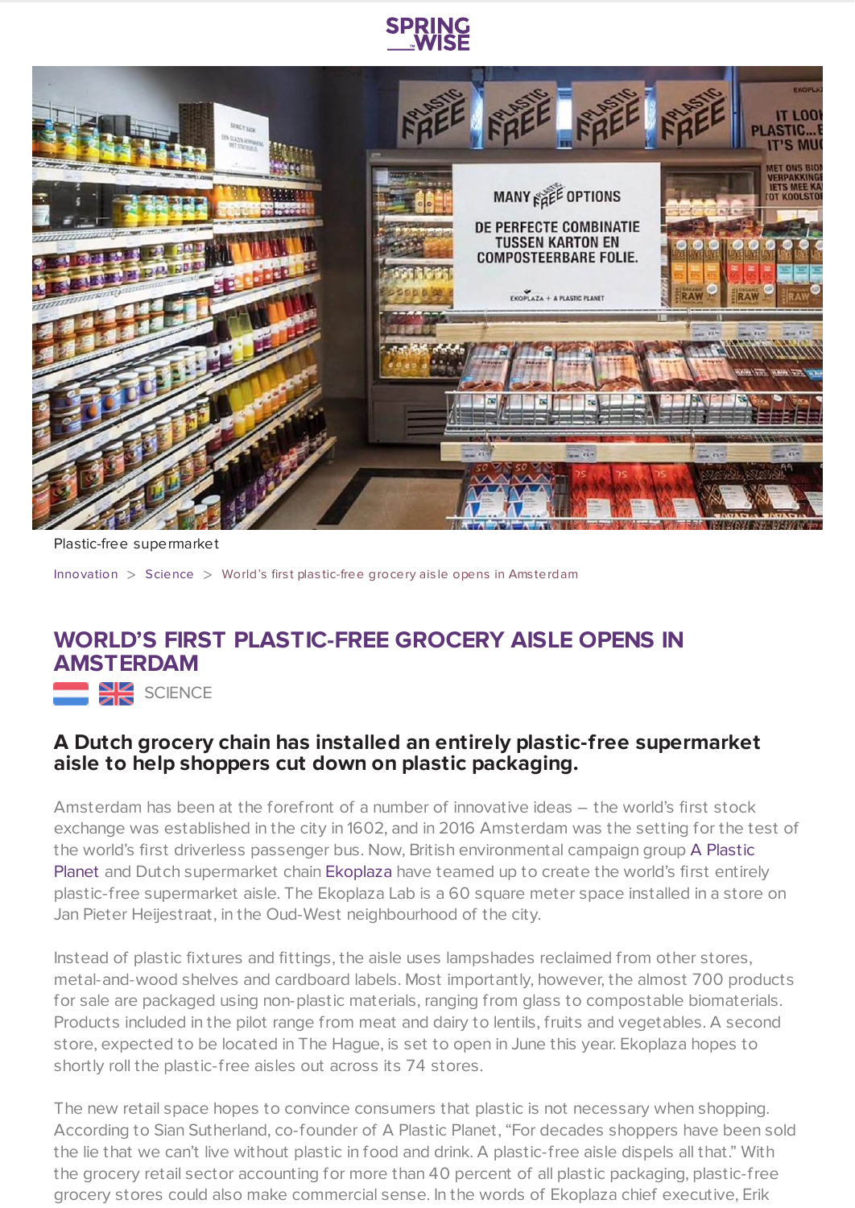Plastic-free supermarket

Innovation > Science > World's first plastic-free grocery aisle opens in Amsterdam

# WORLD'S FIRST PLASTIC-FREE GROCERY AISLE OPENS IN AMSTERDAM

SCIENCE

## A Dutch grocery chain has installed an entirely plastic-free supermarket aisle to help shoppers cut down on plastic packaging.

Amsterdam has been at the forefront of a number of innovative ideas – the world's first stock exchange was established in the city in 1602, and in 2016 Amsterdam was the setting for the test of the world's first driverless passenger bus. Now, British environmental campaign group A Plastic Planet and Dutch supermarket chain Ekoplaza have teamed up to create the world's first entirely plastic-free supermarket aisle. The Ekoplaza Lab is a 60 square meter space installed in a store on Jan Pieter Heijestraat, in the Oud-West neighbourhood of the city.

Instead of plastic fixtures and fittings, the aisle uses lampshades reclaimed from other stores, metal-and-wood shelves and cardboard labels. Most importantly, however, the almost 700 products for sale are packaged using non-plastic materials, ranging from glass to compostable biomaterials. Products included in the pilot range from meat and dairy to lentils, fruits and vegetables. A second store, expected to be located in The Hague, is set to open in June this year. Ekoplaza hopes to shortly roll the plastic-free aisles out across its 74 stores.

The new retail space hopes to convince consumers that plastic is not necessary when shopping. According to Sian Sutherland, co-founder of A Plastic Planet, "For decades shoppers have been sold the lie that we can't live without plastic in food and drink. A plastic-free aisle dispels all that." With the grocery retail sector accounting for more than 40 percent of all plastic packaging, plastic-free grocery stores could also make commercial sense. In the words of Ekoplaza chief executive, Erik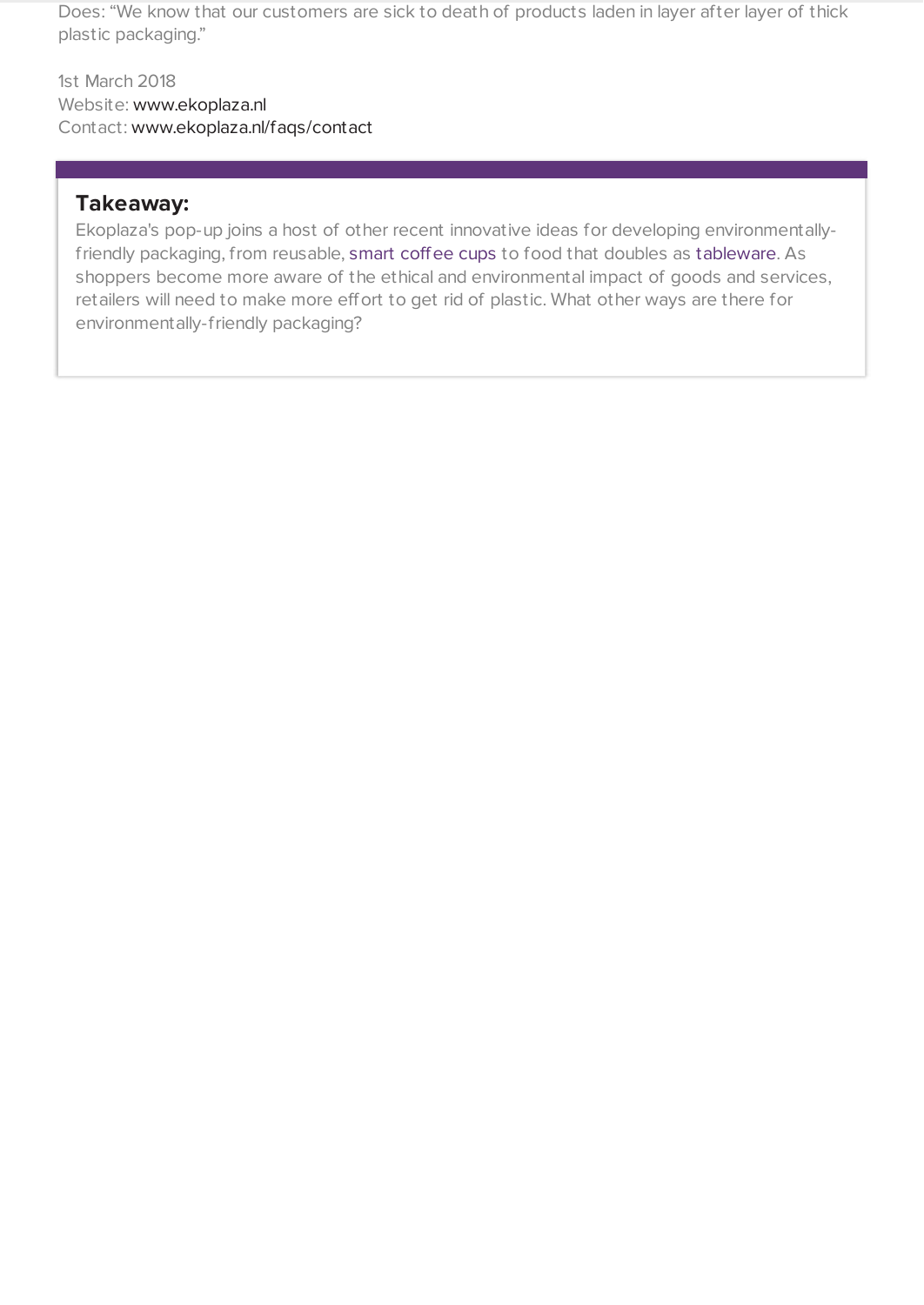Does: "We know that our customers are sick to death of products laden in layer after layer of thick plastic packaging."

1st March 2018
Website: www.ekoplaza.nl
Contact: www.ekoplaza.nl/faqs/contact

**Takeaway:**

Ekoplaza's pop-up joins a host of other recent innovative ideas for developing environmentally-friendly packaging, from reusable, smart coffee cups to food that doubles as tableware. As shoppers become more aware of the ethical and environmental impact of goods and services, retailers will need to make more effort to get rid of plastic. What other ways are there for environmentally-friendly packaging?